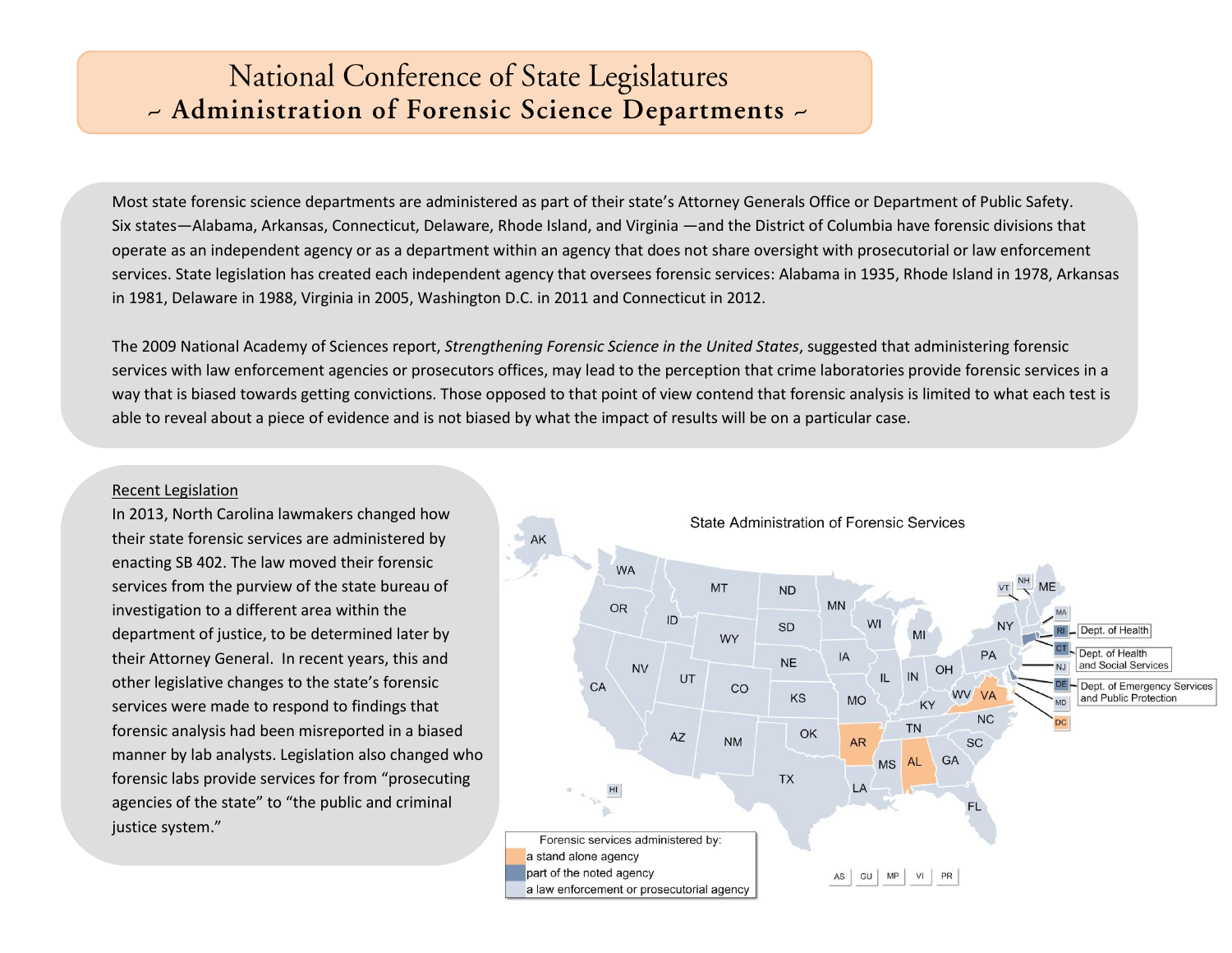# National Conference of State Legislatures

## ~ Administration of Forensic Science Departments ~

Most state forensic science departments are administered as part of their state's Attorney Generals Office or Department of Public Safety. Six states—Alabama, Arkansas, Connecticut, Delaware, Rhode Island, and Virginia —and the District of Columbia have forensic divisions that operate as an independent agency or as a department within an agency that does not share oversight with prosecutorial or law enforcement services. State legislation has created each independent agency that oversees forensic services: Alabama in 1935, Rhode Island in 1978, Arkansas in 1981, Delaware in 1988, Virginia in 2005, Washington D.C. in 2011 and Connecticut in 2012.

The 2009 National Academy of Sciences report, *Strengthening Forensic Science in the United States*, suggested that administering forensic services with law enforcement agencies or prosecutors offices, may lead to the perception that crime laboratories provide forensic services in a way that is biased towards getting convictions. Those opposed to that point of view contend that forensic analysis is limited to what each test is able to reveal about a piece of evidence and is not biased by what the impact of results will be on a particular case.

<u>Recent Legislation</u>

In 2013, North Carolina lawmakers changed how their state forensic services are administered by enacting SB 402. The law moved their forensic services from the purview of the state bureau of investigation to a different area within the department of justice, to be determined later by their Attorney General. In recent years, this and other legislative changes to the state's forensic services were made to respond to findings that forensic analysis had been misreported in a biased manner by lab analysts. Legislation also changed who forensic labs provide services for from "prosecuting agencies of the state" to "the public and criminal justice system."

State Administration of Forensic Services

RI: Dept. of Health
CT: Dept. of Health and Social Services
DE: Dept. of Emergency Services and Public Protection

Forensic services administered by:
- a stand alone agency
- part of the noted agency
- a law enforcement or prosecutorial agency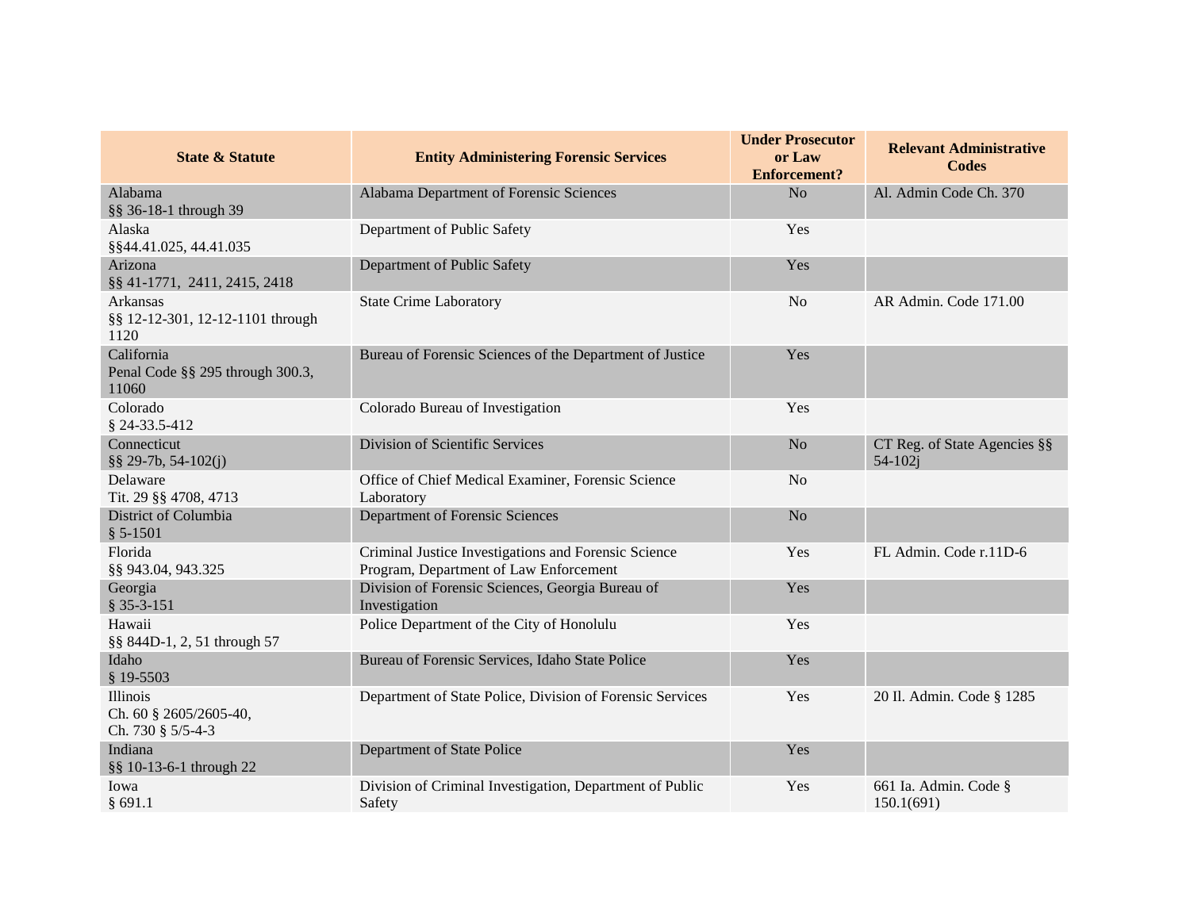| State & Statute | Entity Administering Forensic Services | Under Prosecutor or Law Enforcement? | Relevant Administrative Codes |
|---|---|---|---|
| Alabama §§ 36-18-1 through 39 | Alabama Department of Forensic Sciences | No | Al. Admin Code Ch. 370 |
| Alaska §§44.41.025, 44.41.035 | Department of Public Safety | Yes | |
| Arizona §§ 41-1771, 2411, 2415, 2418 | Department of Public Safety | Yes | |
| Arkansas §§ 12-12-301, 12-12-1101 through 1120 | State Crime Laboratory | No | AR Admin. Code 171.00 |
| California Penal Code §§ 295 through 300.3, 11060 | Bureau of Forensic Sciences of the Department of Justice | Yes | |
| Colorado § 24-33.5-412 | Colorado Bureau of Investigation | Yes | |
| Connecticut §§ 29-7b, 54-102(j) | Division of Scientific Services | No | CT Reg. of State Agencies §§ 54-102j |
| Delaware Tit. 29 §§ 4708, 4713 | Office of Chief Medical Examiner, Forensic Science Laboratory | No | |
| District of Columbia § 5-1501 | Department of Forensic Sciences | No | |
| Florida §§ 943.04, 943.325 | Criminal Justice Investigations and Forensic Science Program, Department of Law Enforcement | Yes | FL Admin. Code r.11D-6 |
| Georgia § 35-3-151 | Division of Forensic Sciences, Georgia Bureau of Investigation | Yes | |
| Hawaii §§ 844D-1, 2, 51 through 57 | Police Department of the City of Honolulu | Yes | |
| Idaho § 19-5503 | Bureau of Forensic Services, Idaho State Police | Yes | |
| Illinois Ch. 60 § 2605/2605-40, Ch. 730 § 5/5-4-3 | Department of State Police, Division of Forensic Services | Yes | 20 Il. Admin. Code § 1285 |
| Indiana §§ 10-13-6-1 through 22 | Department of State Police | Yes | |
| Iowa § 691.1 | Division of Criminal Investigation, Department of Public Safety | Yes | 661 Ia. Admin. Code § 150.1(691) |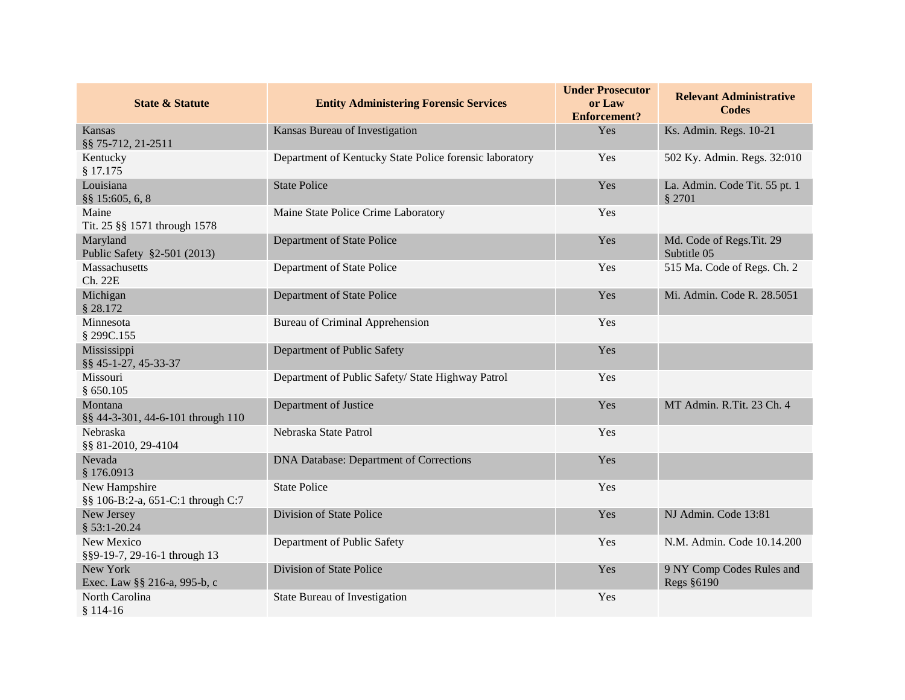| State & Statute | Entity Administering Forensic Services | Under Prosecutor or Law Enforcement? | Relevant Administrative Codes |
| --- | --- | --- | --- |
| Kansas<br>§§ 75-712, 21-2511 | Kansas Bureau of Investigation | Yes | Ks. Admin. Regs. 10-21 |
| Kentucky<br>§ 17.175 | Department of Kentucky State Police forensic laboratory | Yes | 502 Ky. Admin. Regs. 32:010 |
| Louisiana<br>§§ 15:605, 6, 8 | State Police | Yes | La. Admin. Code Tit. 55 pt. 1 § 2701 |
| Maine<br>Tit. 25 §§ 1571 through 1578 | Maine State Police Crime Laboratory | Yes | |
| Maryland<br>Public Safety §2-501 (2013) | Department of State Police | Yes | Md. Code of Regs.Tit. 29 Subtitle 05 |
| Massachusetts<br>Ch. 22E | Department of State Police | Yes | 515 Ma. Code of Regs. Ch. 2 |
| Michigan<br>§ 28.172 | Department of State Police | Yes | Mi. Admin. Code R. 28.5051 |
| Minnesota<br>§ 299C.155 | Bureau of Criminal Apprehension | Yes | |
| Mississippi<br>§§ 45-1-27, 45-33-37 | Department of Public Safety | Yes | |
| Missouri<br>§ 650.105 | Department of Public Safety/ State Highway Patrol | Yes | |
| Montana<br>§§ 44-3-301, 44-6-101 through 110 | Department of Justice | Yes | MT Admin. R.Tit. 23 Ch. 4 |
| Nebraska<br>§§ 81-2010, 29-4104 | Nebraska State Patrol | Yes | |
| Nevada<br>§ 176.0913 | DNA Database: Department of Corrections | Yes | |
| New Hampshire<br>§§ 106-B:2-a, 651-C:1 through C:7 | State Police | Yes | |
| New Jersey<br>§ 53:1-20.24 | Division of State Police | Yes | NJ Admin. Code 13:81 |
| New Mexico<br>§§9-19-7, 29-16-1 through 13 | Department of Public Safety | Yes | N.M. Admin. Code 10.14.200 |
| New York<br>Exec. Law §§ 216-a, 995-b, c | Division of State Police | Yes | 9 NY Comp Codes Rules and Regs §6190 |
| North Carolina<br>§ 114-16 | State Bureau of Investigation | Yes | |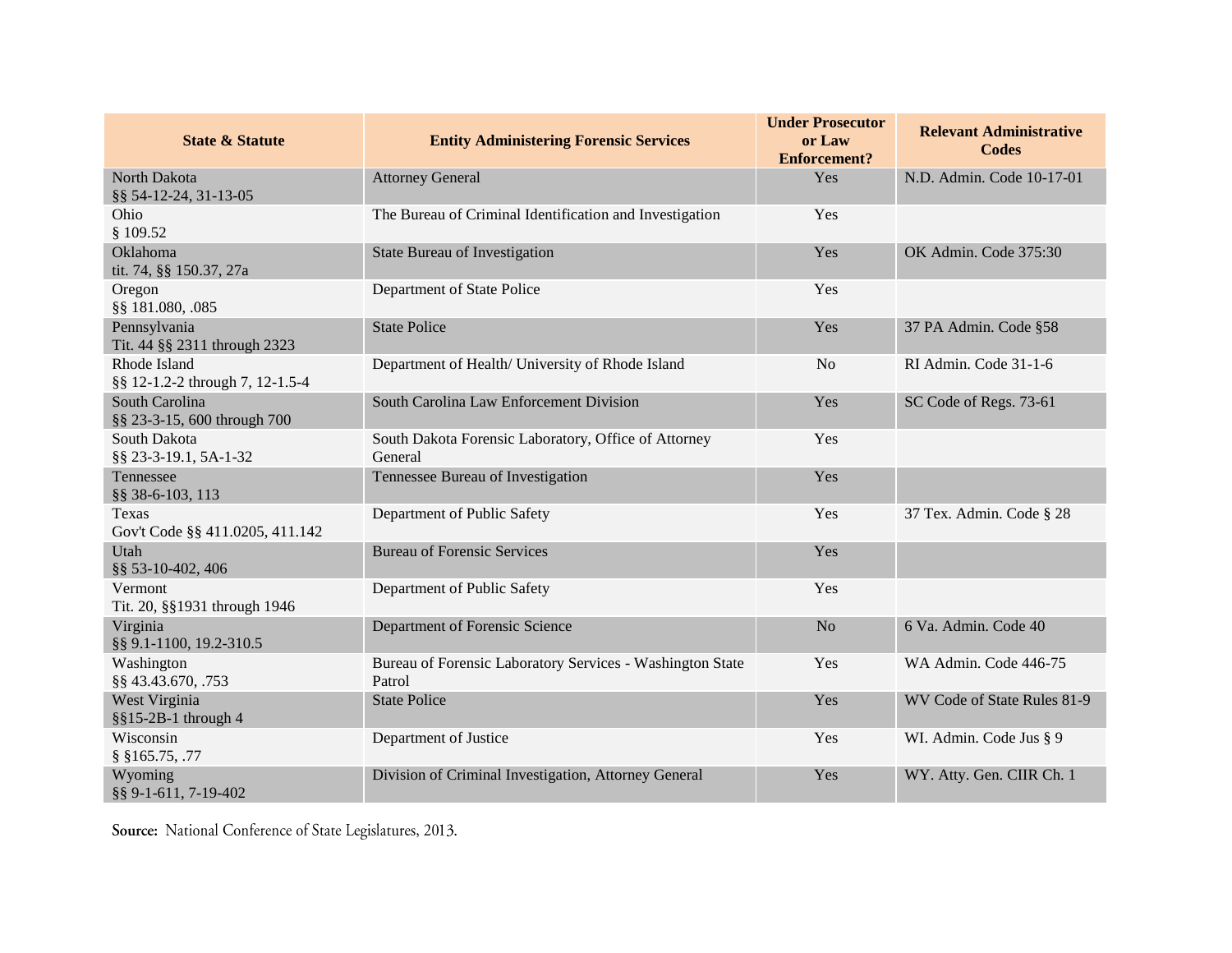| State & Statute | Entity Administering Forensic Services | Under Prosecutor or Law Enforcement? | Relevant Administrative Codes |
|---|---|---|---|
| North Dakota<br>§§ 54-12-24, 31-13-05 | Attorney General | Yes | N.D. Admin. Code 10-17-01 |
| Ohio<br>§ 109.52 | The Bureau of Criminal Identification and Investigation | Yes | |
| Oklahoma<br>tit. 74, §§ 150.37, 27a | State Bureau of Investigation | Yes | OK Admin. Code 375:30 |
| Oregon<br>§§ 181.080, .085 | Department of State Police | Yes | |
| Pennsylvania<br>Tit. 44 §§ 2311 through 2323 | State Police | Yes | 37 PA Admin. Code §58 |
| Rhode Island<br>§§ 12-1.2-2 through 7, 12-1.5-4 | Department of Health/ University of Rhode Island | No | RI Admin. Code 31-1-6 |
| South Carolina<br>§§ 23-3-15, 600 through 700 | South Carolina Law Enforcement Division | Yes | SC Code of Regs. 73-61 |
| South Dakota<br>§§ 23-3-19.1, 5A-1-32 | South Dakota Forensic Laboratory, Office of Attorney General | Yes | |
| Tennessee<br>§§ 38-6-103, 113 | Tennessee Bureau of Investigation | Yes | |
| Texas<br>Gov't Code §§ 411.0205, 411.142 | Department of Public Safety | Yes | 37 Tex. Admin. Code § 28 |
| Utah<br>§§ 53-10-402, 406 | Bureau of Forensic Services | Yes | |
| Vermont<br>Tit. 20, §§1931 through 1946 | Department of Public Safety | Yes | |
| Virginia<br>§§ 9.1-1100, 19.2-310.5 | Department of Forensic Science | No | 6 Va. Admin. Code 40 |
| Washington<br>§§ 43.43.670, .753 | Bureau of Forensic Laboratory Services - Washington State Patrol | Yes | WA Admin. Code 446-75 |
| West Virginia<br>§§15-2B-1 through 4 | State Police | Yes | WV Code of State Rules 81-9 |
| Wisconsin<br>§ §165.75, .77 | Department of Justice | Yes | WI. Admin. Code Jus § 9 |
| Wyoming<br>§§ 9-1-611, 7-19-402 | Division of Criminal Investigation, Attorney General | Yes | WY. Atty. Gen. CIIR Ch. 1 |

**Source:** National Conference of State Legislatures, 2013.